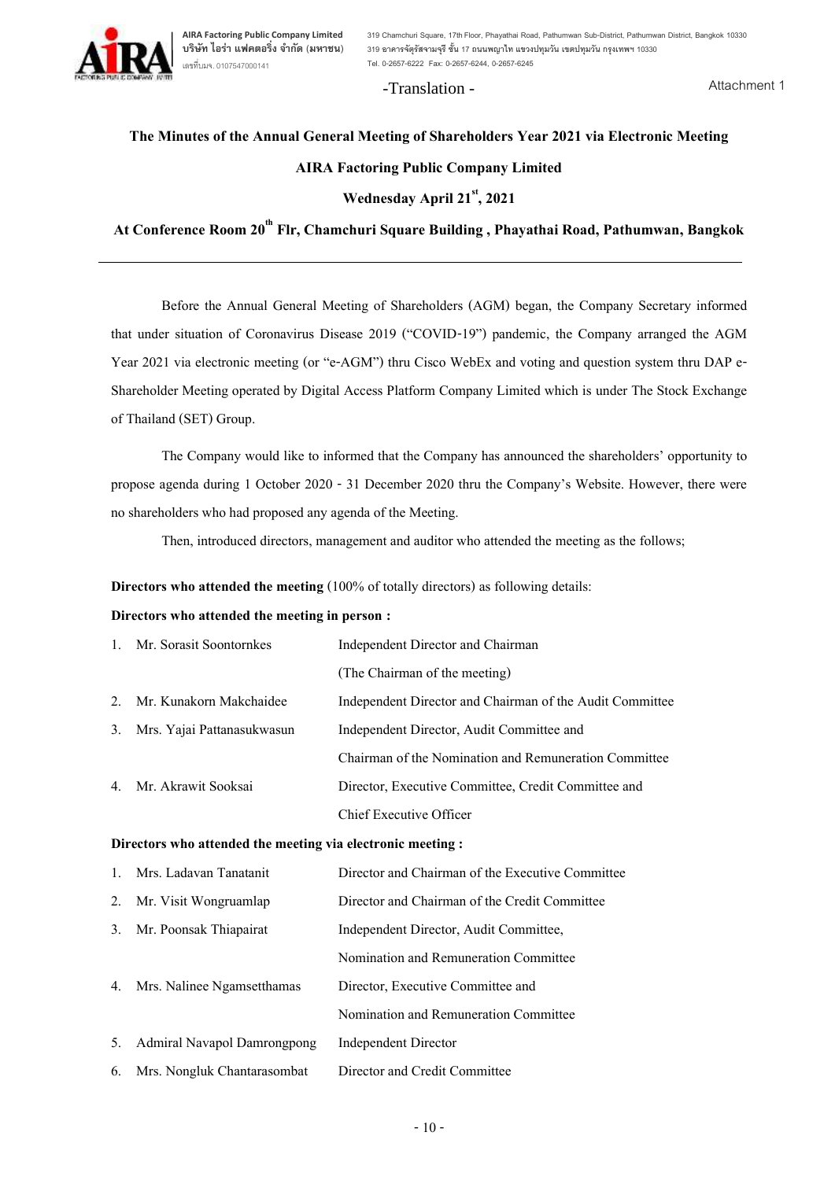-Translation -

Attachment 1

**The Minutes of the Annual General Meeting of Shareholders Year 2021 via Electronic Meeting**

**AIRA Factoring Public Company Limited**

**Wednesday April 21st, 2021**

**At Conference Room 20th Flr, Chamchuri Square Building , Phayathai Road, Pathumwan, Bangkok**

---

Before the Annual General Meeting of Shareholders (AGM) began, the Company Secretary informed that under situation of Coronavirus Disease 2019 ("COVID-19") pandemic, the Company arranged the AGM Year 2021 via electronic meeting (or "e-AGM") thru Cisco WebEx and voting and question system thru DAP e-Shareholder Meeting operated by Digital Access Platform Company Limited which is under The Stock Exchange of Thailand (SET) Group.

The Company would like to informed that the Company has announced the shareholders' opportunity to propose agenda during 1 October 2020 - 31 December 2020 thru the Company's Website. However, there were no shareholders who had proposed any agenda of the Meeting.

Then, introduced directors, management and auditor who attended the meeting as the follows;

**Directors who attended the meeting** (100% of totally directors) as following details:

**Directors who attended the meeting in person :**

1. Mr. Sorasit Soontornkes — Independent Director and Chairman (The Chairman of the meeting)
2. Mr. Kunakorn Makchaidee — Independent Director and Chairman of the Audit Committee
3. Mrs. Yajai Pattanasukwasun — Independent Director, Audit Committee and Chairman of the Nomination and Remuneration Committee
4. Mr. Akrawit Sooksai — Director, Executive Committee, Credit Committee and Chief Executive Officer

**Directors who attended the meeting via electronic meeting :**

1. Mrs. Ladavan Tanatanit — Director and Chairman of the Executive Committee
2. Mr. Visit Wongruamlap — Director and Chairman of the Credit Committee
3. Mr. Poonsak Thiapairat — Independent Director, Audit Committee, Nomination and Remuneration Committee
4. Mrs. Nalinee Ngamsetthamas — Director, Executive Committee and Nomination and Remuneration Committee
5. Admiral Navapol Damrongpong — Independent Director
6. Mrs. Nongluk Chantarasombat — Director and Credit Committee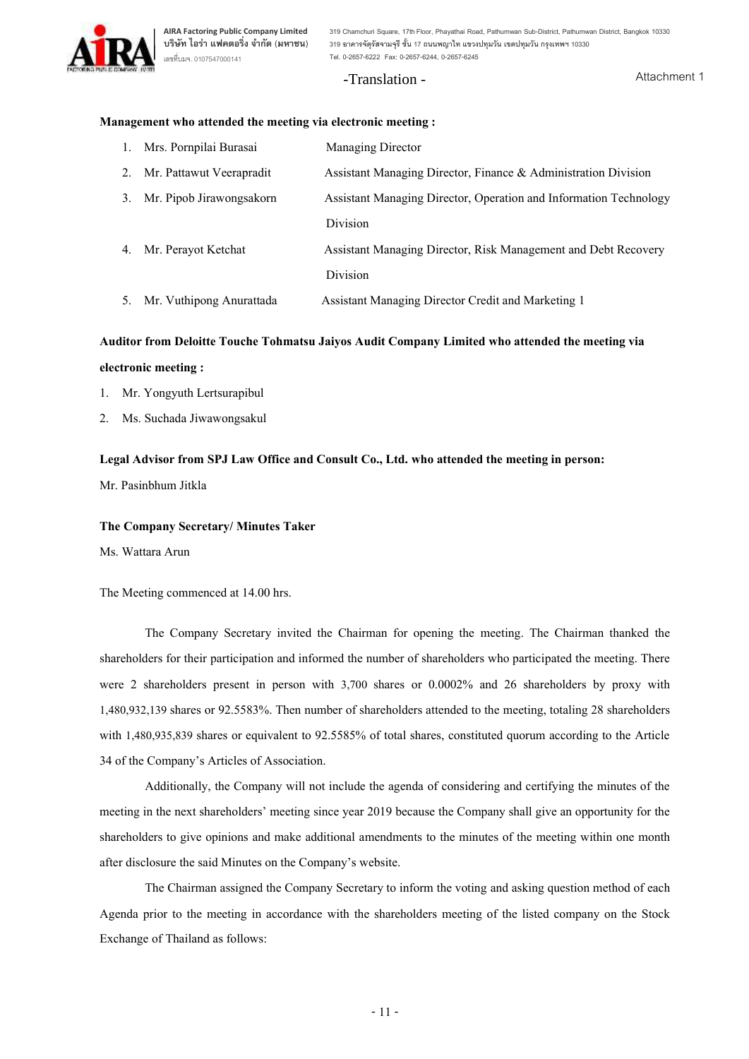-Translation -

Attachment 1

**Management who attended the meeting via electronic meeting :**

1. Mrs. Pornpilai Burasai — Managing Director
2. Mr. Pattawut Veerapradit — Assistant Managing Director, Finance & Administration Division
3. Mr. Pipob Jirawongsakorn — Assistant Managing Director, Operation and Information Technology Division
4. Mr. Perayot Ketchat — Assistant Managing Director, Risk Management and Debt Recovery Division
5. Mr. Vuthipong Anurattada — Assistant Managing Director Credit and Marketing 1

**Auditor from Deloitte Touche Tohmatsu Jaiyos Audit Company Limited who attended the meeting via electronic meeting :**

1. Mr. Yongyuth Lertsurapibul
2. Ms. Suchada Jiwawongsakul

**Legal Advisor from SPJ Law Office and Consult Co., Ltd. who attended the meeting in person:**

Mr. Pasinbhum Jitkla

**The Company Secretary/ Minutes Taker**

Ms. Wattara Arun

The Meeting commenced at 14.00 hrs.

The Company Secretary invited the Chairman for opening the meeting. The Chairman thanked the shareholders for their participation and informed the number of shareholders who participated the meeting. There were 2 shareholders present in person with 3,700 shares or 0.0002% and 26 shareholders by proxy with 1,480,932,139 shares or 92.5583%. Then number of shareholders attended to the meeting, totaling 28 shareholders with 1,480,935,839 shares or equivalent to 92.5585% of total shares, constituted quorum according to the Article 34 of the Company's Articles of Association.

Additionally, the Company will not include the agenda of considering and certifying the minutes of the meeting in the next shareholders' meeting since year 2019 because the Company shall give an opportunity for the shareholders to give opinions and make additional amendments to the minutes of the meeting within one month after disclosure the said Minutes on the Company's website.

The Chairman assigned the Company Secretary to inform the voting and asking question method of each Agenda prior to the meeting in accordance with the shareholders meeting of the listed company on the Stock Exchange of Thailand as follows: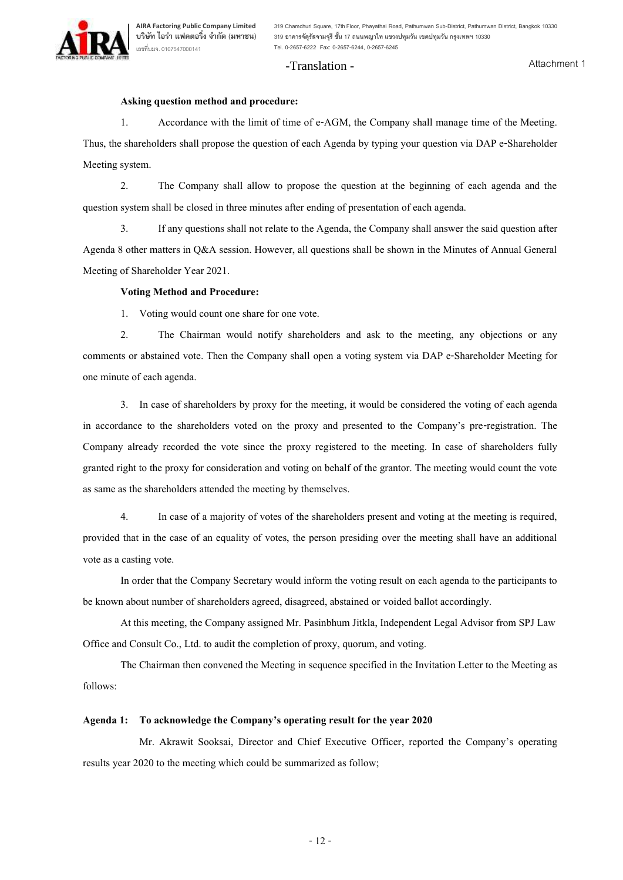-Translation -

Attachment 1

**Asking question method and procedure:**

1. Accordance with the limit of time of e-AGM, the Company shall manage time of the Meeting. Thus, the shareholders shall propose the question of each Agenda by typing your question via DAP e-Shareholder Meeting system.

2. The Company shall allow to propose the question at the beginning of each agenda and the question system shall be closed in three minutes after ending of presentation of each agenda.

3. If any questions shall not relate to the Agenda, the Company shall answer the said question after Agenda 8 other matters in Q&A session. However, all questions shall be shown in the Minutes of Annual General Meeting of Shareholder Year 2021.

**Voting Method and Procedure:**

1. Voting would count one share for one vote.

2. The Chairman would notify shareholders and ask to the meeting, any objections or any comments or abstained vote. Then the Company shall open a voting system via DAP e-Shareholder Meeting for one minute of each agenda.

3. In case of shareholders by proxy for the meeting, it would be considered the voting of each agenda in accordance to the shareholders voted on the proxy and presented to the Company's pre-registration. The Company already recorded the vote since the proxy registered to the meeting. In case of shareholders fully granted right to the proxy for consideration and voting on behalf of the grantor. The meeting would count the vote as same as the shareholders attended the meeting by themselves.

4. In case of a majority of votes of the shareholders present and voting at the meeting is required, provided that in the case of an equality of votes, the person presiding over the meeting shall have an additional vote as a casting vote.

In order that the Company Secretary would inform the voting result on each agenda to the participants to be known about number of shareholders agreed, disagreed, abstained or voided ballot accordingly.

At this meeting, the Company assigned Mr. Pasinbhum Jitkla, Independent Legal Advisor from SPJ Law Office and Consult Co., Ltd. to audit the completion of proxy, quorum, and voting.

The Chairman then convened the Meeting in sequence specified in the Invitation Letter to the Meeting as follows:

**Agenda 1: To acknowledge the Company's operating result for the year 2020**

Mr. Akrawit Sooksai, Director and Chief Executive Officer, reported the Company's operating results year 2020 to the meeting which could be summarized as follow;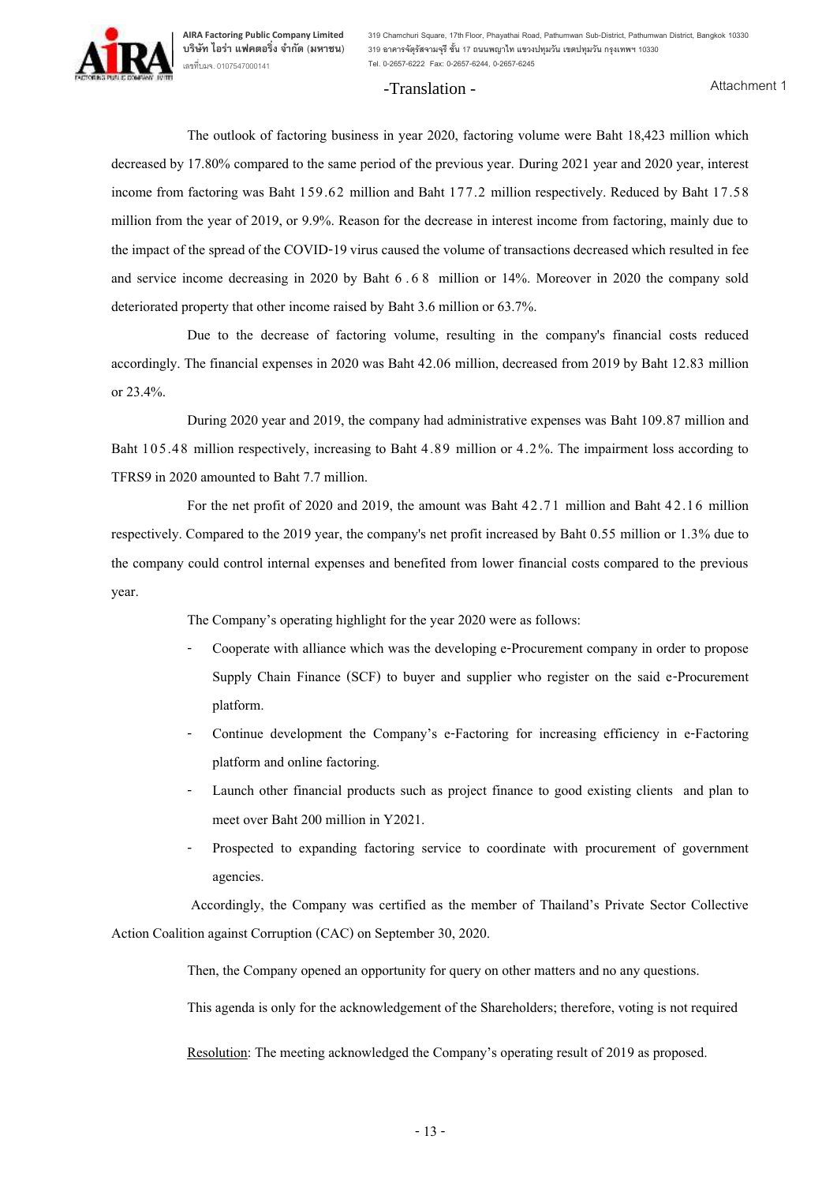-Translation -

Attachment 1

The outlook of factoring business in year 2020, factoring volume were Baht 18,423 million which decreased by 17.80% compared to the same period of the previous year. During 2021 year and 2020 year, interest income from factoring was Baht 159.62 million and Baht 177.2 million respectively. Reduced by Baht 17.58 million from the year of 2019, or 9.9%. Reason for the decrease in interest income from factoring, mainly due to the impact of the spread of the COVID-19 virus caused the volume of transactions decreased which resulted in fee and service income decreasing in 2020 by Baht 6.68 million or 14%. Moreover in 2020 the company sold deteriorated property that other income raised by Baht 3.6 million or 63.7%.

Due to the decrease of factoring volume, resulting in the company's financial costs reduced accordingly. The financial expenses in 2020 was Baht 42.06 million, decreased from 2019 by Baht 12.83 million or 23.4%.

During 2020 year and 2019, the company had administrative expenses was Baht 109.87 million and Baht 105.48 million respectively, increasing to Baht 4.89 million or 4.2%. The impairment loss according to TFRS9 in 2020 amounted to Baht 7.7 million.

For the net profit of 2020 and 2019, the amount was Baht 42.71 million and Baht 42.16 million respectively. Compared to the 2019 year, the company's net profit increased by Baht 0.55 million or 1.3% due to the company could control internal expenses and benefited from lower financial costs compared to the previous year.

The Company's operating highlight for the year 2020 were as follows:

- Cooperate with alliance which was the developing e-Procurement company in order to propose Supply Chain Finance (SCF) to buyer and supplier who register on the said e-Procurement platform.
- Continue development the Company's e-Factoring for increasing efficiency in e-Factoring platform and online factoring.
- Launch other financial products such as project finance to good existing clients and plan to meet over Baht 200 million in Y2021.
- Prospected to expanding factoring service to coordinate with procurement of government agencies.

Accordingly, the Company was certified as the member of Thailand's Private Sector Collective Action Coalition against Corruption (CAC) on September 30, 2020.

Then, the Company opened an opportunity for query on other matters and no any questions.

This agenda is only for the acknowledgement of the Shareholders; therefore, voting is not required

Resolution: The meeting acknowledged the Company's operating result of 2019 as proposed.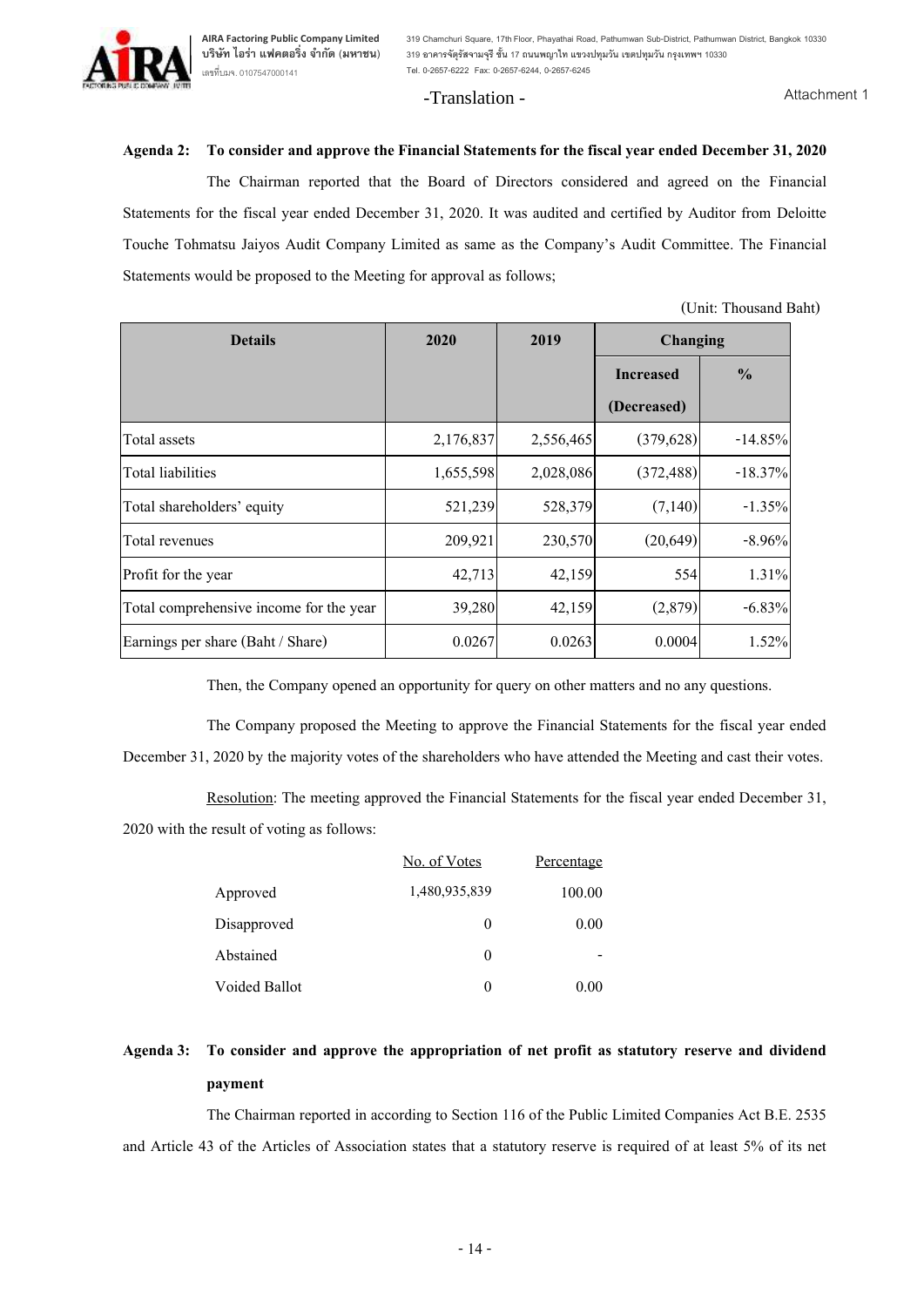-Translation -

Attachment 1

**Agenda 2: To consider and approve the Financial Statements for the fiscal year ended December 31, 2020**

The Chairman reported that the Board of Directors considered and agreed on the Financial Statements for the fiscal year ended December 31, 2020. It was audited and certified by Auditor from Deloitte Touche Tohmatsu Jaiyos Audit Company Limited as same as the Company's Audit Committee. The Financial Statements would be proposed to the Meeting for approval as follows;

(Unit: Thousand Baht)

| Details | 2020 | 2019 | Changing | |
|---|---|---|---|---|
| | | | Increased (Decreased) | % |
| Total assets | 2,176,837 | 2,556,465 | (379,628) | -14.85% |
| Total liabilities | 1,655,598 | 2,028,086 | (372,488) | -18.37% |
| Total shareholders' equity | 521,239 | 528,379 | (7,140) | -1.35% |
| Total revenues | 209,921 | 230,570 | (20,649) | -8.96% |
| Profit for the year | 42,713 | 42,159 | 554 | 1.31% |
| Total comprehensive income for the year | 39,280 | 42,159 | (2,879) | -6.83% |
| Earnings per share (Baht / Share) | 0.0267 | 0.0263 | 0.0004 | 1.52% |

Then, the Company opened an opportunity for query on other matters and no any questions.

The Company proposed the Meeting to approve the Financial Statements for the fiscal year ended December 31, 2020 by the majority votes of the shareholders who have attended the Meeting and cast their votes.

Resolution: The meeting approved the Financial Statements for the fiscal year ended December 31, 2020 with the result of voting as follows:

| | No. of Votes | Percentage |
|---|---|---|
| Approved | 1,480,935,839 | 100.00 |
| Disapproved | 0 | 0.00 |
| Abstained | 0 | - |
| Voided Ballot | 0 | 0.00 |

**Agenda 3: To consider and approve the appropriation of net profit as statutory reserve and dividend payment**

The Chairman reported in according to Section 116 of the Public Limited Companies Act B.E. 2535 and Article 43 of the Articles of Association states that a statutory reserve is required of at least 5% of its net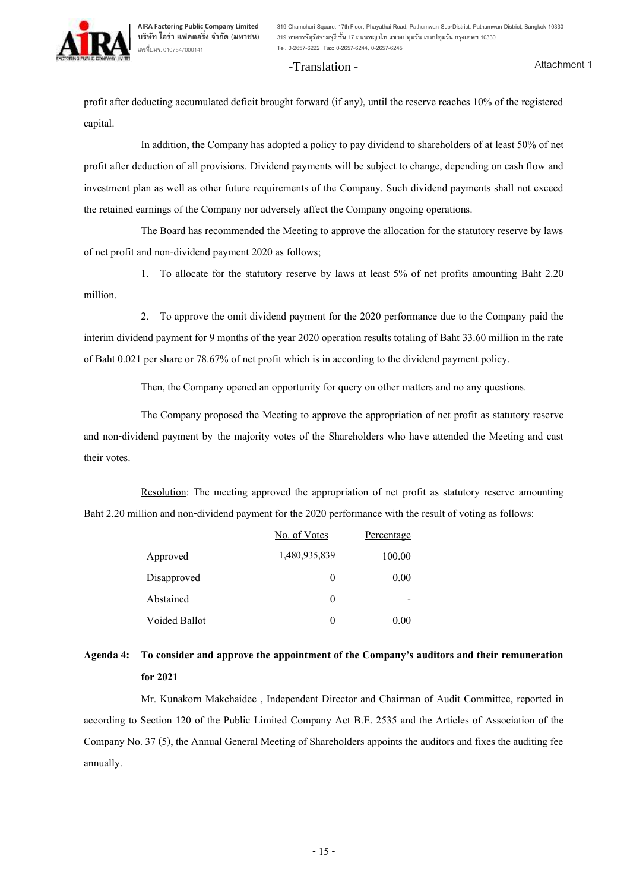profit after deducting accumulated deficit brought forward (if any), until the reserve reaches 10% of the registered capital.

In addition, the Company has adopted a policy to pay dividend to shareholders of at least 50% of net profit after deduction of all provisions. Dividend payments will be subject to change, depending on cash flow and investment plan as well as other future requirements of the Company. Such dividend payments shall not exceed the retained earnings of the Company nor adversely affect the Company ongoing operations.

The Board has recommended the Meeting to approve the allocation for the statutory reserve by laws of net profit and non-dividend payment 2020 as follows;

1. To allocate for the statutory reserve by laws at least 5% of net profits amounting Baht 2.20 million.

2. To approve the omit dividend payment for the 2020 performance due to the Company paid the interim dividend payment for 9 months of the year 2020 operation results totaling of Baht 33.60 million in the rate of Baht 0.021 per share or 78.67% of net profit which is in according to the dividend payment policy.

Then, the Company opened an opportunity for query on other matters and no any questions.

The Company proposed the Meeting to approve the appropriation of net profit as statutory reserve and non-dividend payment by the majority votes of the Shareholders who have attended the Meeting and cast their votes.

Resolution: The meeting approved the appropriation of net profit as statutory reserve amounting Baht 2.20 million and non-dividend payment for the 2020 performance with the result of voting as follows:

| | No. of Votes | Percentage |
|---|---|---|
| Approved | 1,480,935,839 | 100.00 |
| Disapproved | 0 | 0.00 |
| Abstained | 0 | - |
| Voided Ballot | 0 | 0.00 |

**Agenda 4: To consider and approve the appointment of the Company's auditors and their remuneration for 2021**

Mr. Kunakorn Makchaidee , Independent Director and Chairman of Audit Committee, reported in according to Section 120 of the Public Limited Company Act B.E. 2535 and the Articles of Association of the Company No. 37 (5), the Annual General Meeting of Shareholders appoints the auditors and fixes the auditing fee annually.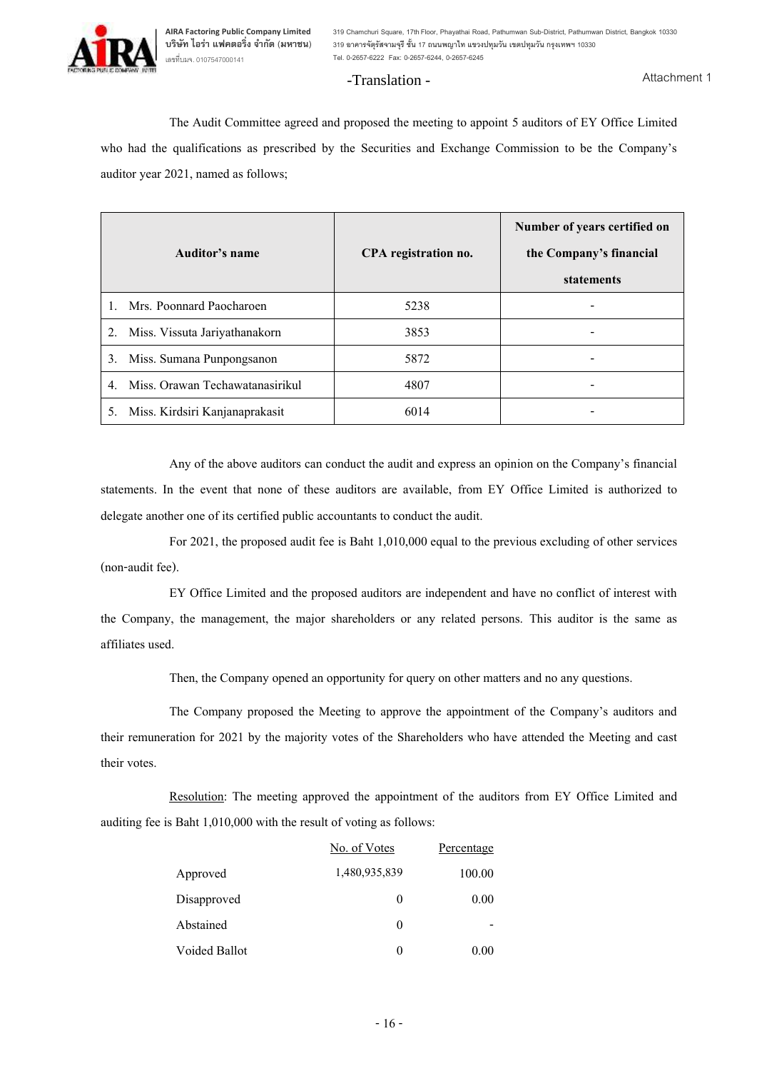-Translation -

Attachment 1

The Audit Committee agreed and proposed the meeting to appoint 5 auditors of EY Office Limited who had the qualifications as prescribed by the Securities and Exchange Commission to be the Company's auditor year 2021, named as follows;

| Auditor's name | CPA registration no. | Number of years certified on the Company's financial statements |
|---|---|---|
| 1. Mrs. Poonnard Paocharoen | 5238 | - |
| 2. Miss. Vissuta Jariyathanakorn | 3853 | - |
| 3. Miss. Sumana Punpongsanon | 5872 | - |
| 4. Miss. Orawan Techawatanasirikul | 4807 | - |
| 5. Miss. Kirdsiri Kanjanaprakasit | 6014 | - |

Any of the above auditors can conduct the audit and express an opinion on the Company's financial statements. In the event that none of these auditors are available, from EY Office Limited is authorized to delegate another one of its certified public accountants to conduct the audit.

For 2021, the proposed audit fee is Baht 1,010,000 equal to the previous excluding of other services (non-audit fee).

EY Office Limited and the proposed auditors are independent and have no conflict of interest with the Company, the management, the major shareholders or any related persons. This auditor is the same as affiliates used.

Then, the Company opened an opportunity for query on other matters and no any questions.

The Company proposed the Meeting to approve the appointment of the Company's auditors and their remuneration for 2021 by the majority votes of the Shareholders who have attended the Meeting and cast their votes.

Resolution: The meeting approved the appointment of the auditors from EY Office Limited and auditing fee is Baht 1,010,000 with the result of voting as follows:

| | No. of Votes | Percentage |
|---|---|---|
| Approved | 1,480,935,839 | 100.00 |
| Disapproved | 0 | 0.00 |
| Abstained | 0 | - |
| Voided Ballot | 0 | 0.00 |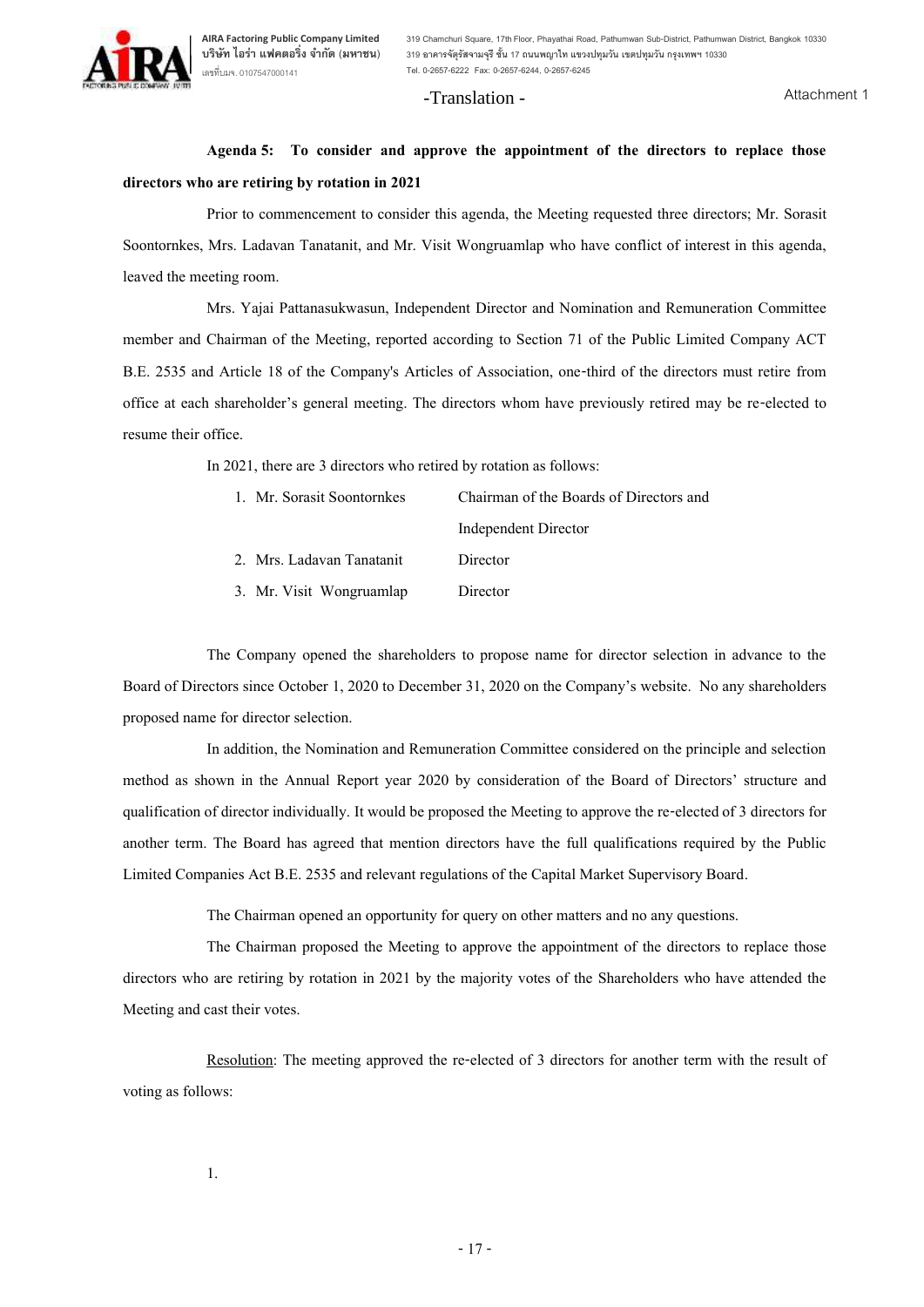-Translation -

Attachment 1

**Agenda 5: To consider and approve the appointment of the directors to replace those directors who are retiring by rotation in 2021**

Prior to commencement to consider this agenda, the Meeting requested three directors; Mr. Sorasit Soontornkes, Mrs. Ladavan Tanatanit, and Mr. Visit Wongruamlap who have conflict of interest in this agenda, leaved the meeting room.

Mrs. Yajai Pattanasukwasun, Independent Director and Nomination and Remuneration Committee member and Chairman of the Meeting, reported according to Section 71 of the Public Limited Company ACT B.E. 2535 and Article 18 of the Company's Articles of Association, one-third of the directors must retire from office at each shareholder's general meeting. The directors whom have previously retired may be re-elected to resume their office.

In 2021, there are 3 directors who retired by rotation as follows:

1. Mr. Sorasit Soontornkes — Chairman of the Boards of Directors and Independent Director
2. Mrs. Ladavan Tanatanit — Director
3. Mr. Visit Wongruamlap — Director

The Company opened the shareholders to propose name for director selection in advance to the Board of Directors since October 1, 2020 to December 31, 2020 on the Company's website. No any shareholders proposed name for director selection.

In addition, the Nomination and Remuneration Committee considered on the principle and selection method as shown in the Annual Report year 2020 by consideration of the Board of Directors' structure and qualification of director individually. It would be proposed the Meeting to approve the re-elected of 3 directors for another term. The Board has agreed that mention directors have the full qualifications required by the Public Limited Companies Act B.E. 2535 and relevant regulations of the Capital Market Supervisory Board.

The Chairman opened an opportunity for query on other matters and no any questions.

The Chairman proposed the Meeting to approve the appointment of the directors to replace those directors who are retiring by rotation in 2021 by the majority votes of the Shareholders who have attended the Meeting and cast their votes.

Resolution: The meeting approved the re-elected of 3 directors for another term with the result of voting as follows:

1.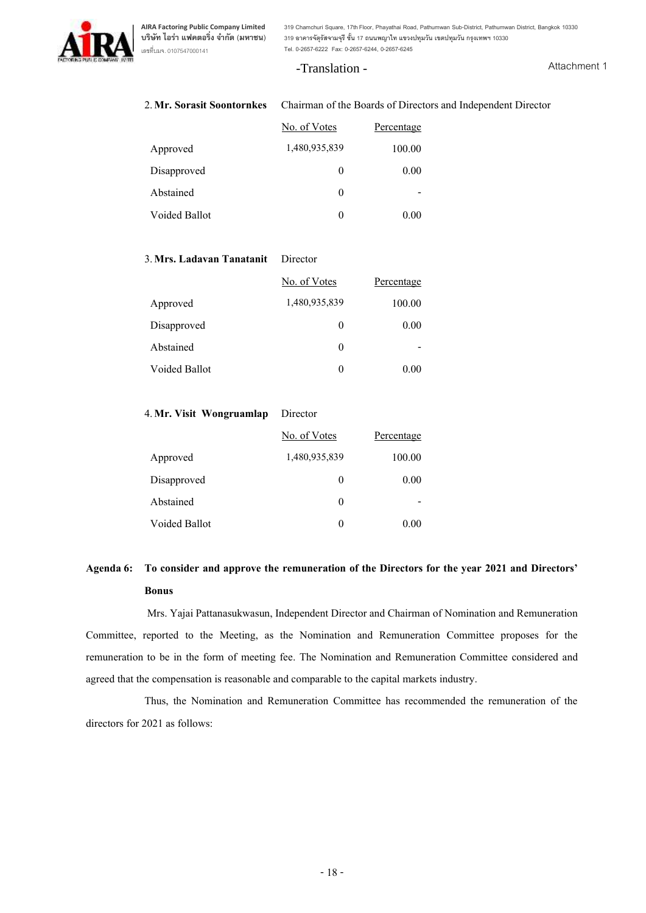-Translation -

Attachment 1

2. **Mr. Sorasit Soontornkes** Chairman of the Boards of Directors and Independent Director

| | No. of Votes | Percentage |
|---|---|---|
| Approved | 1,480,935,839 | 100.00 |
| Disapproved | 0 | 0.00 |
| Abstained | 0 | - |
| Voided Ballot | 0 | 0.00 |

3. **Mrs. Ladavan Tanatanit** Director

| | No. of Votes | Percentage |
|---|---|---|
| Approved | 1,480,935,839 | 100.00 |
| Disapproved | 0 | 0.00 |
| Abstained | 0 | - |
| Voided Ballot | 0 | 0.00 |

4. **Mr. Visit Wongruamlap** Director

| | No. of Votes | Percentage |
|---|---|---|
| Approved | 1,480,935,839 | 100.00 |
| Disapproved | 0 | 0.00 |
| Abstained | 0 | - |
| Voided Ballot | 0 | 0.00 |

**Agenda 6: To consider and approve the remuneration of the Directors for the year 2021 and Directors' Bonus**

Mrs. Yajai Pattanasukwasun, Independent Director and Chairman of Nomination and Remuneration Committee, reported to the Meeting, as the Nomination and Remuneration Committee proposes for the remuneration to be in the form of meeting fee. The Nomination and Remuneration Committee considered and agreed that the compensation is reasonable and comparable to the capital markets industry.

Thus, the Nomination and Remuneration Committee has recommended the remuneration of the directors for 2021 as follows: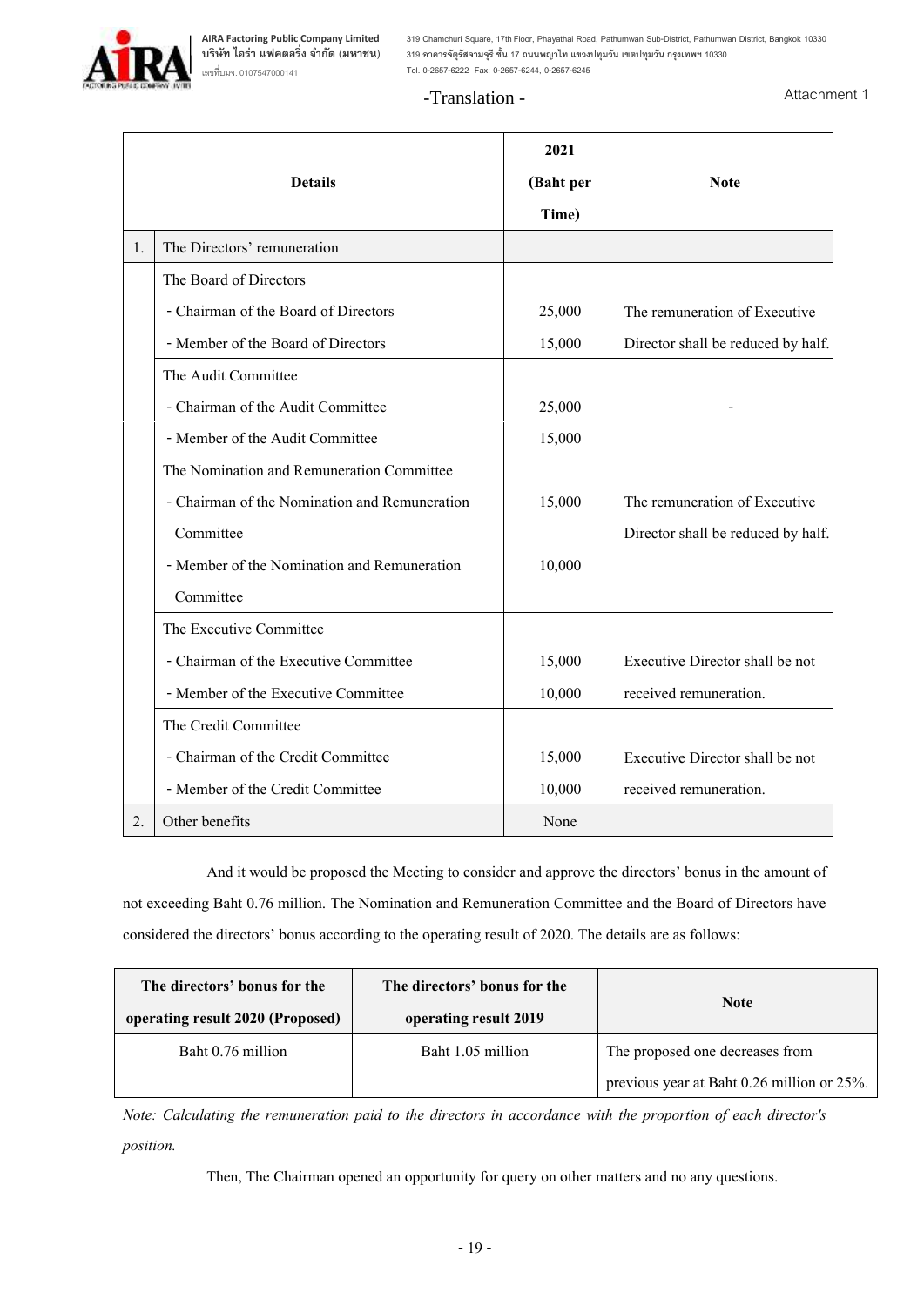-Translation -

Attachment 1

| | Details | 2021 (Baht per Time) | Note |
|---|---|---|---|
| 1. | The Directors' remuneration | | |
| | The Board of Directors | | |
| | - Chairman of the Board of Directors | 25,000 | The remuneration of Executive |
| | - Member of the Board of Directors | 15,000 | Director shall be reduced by half. |
| | The Audit Committee | | |
| | - Chairman of the Audit Committee | 25,000 | - |
| | - Member of the Audit Committee | 15,000 | |
| | The Nomination and Remuneration Committee | | |
| | - Chairman of the Nomination and Remuneration Committee | 15,000 | The remuneration of Executive Director shall be reduced by half. |
| | - Member of the Nomination and Remuneration Committee | 10,000 | |
| | The Executive Committee | | |
| | - Chairman of the Executive Committee | 15,000 | Executive Director shall be not |
| | - Member of the Executive Committee | 10,000 | received remuneration. |
| | The Credit Committee | | |
| | - Chairman of the Credit Committee | 15,000 | Executive Director shall be not |
| | - Member of the Credit Committee | 10,000 | received remuneration. |
| 2. | Other benefits | None | |

And it would be proposed the Meeting to consider and approve the directors' bonus in the amount of not exceeding Baht 0.76 million. The Nomination and Remuneration Committee and the Board of Directors have considered the directors' bonus according to the operating result of 2020. The details are as follows:

| The directors' bonus for the operating result 2020 (Proposed) | The directors' bonus for the operating result 2019 | Note |
|---|---|---|
| Baht 0.76 million | Baht 1.05 million | The proposed one decreases from previous year at Baht 0.26 million or 25%. |

*Note: Calculating the remuneration paid to the directors in accordance with the proportion of each director's position.*

Then, The Chairman opened an opportunity for query on other matters and no any questions.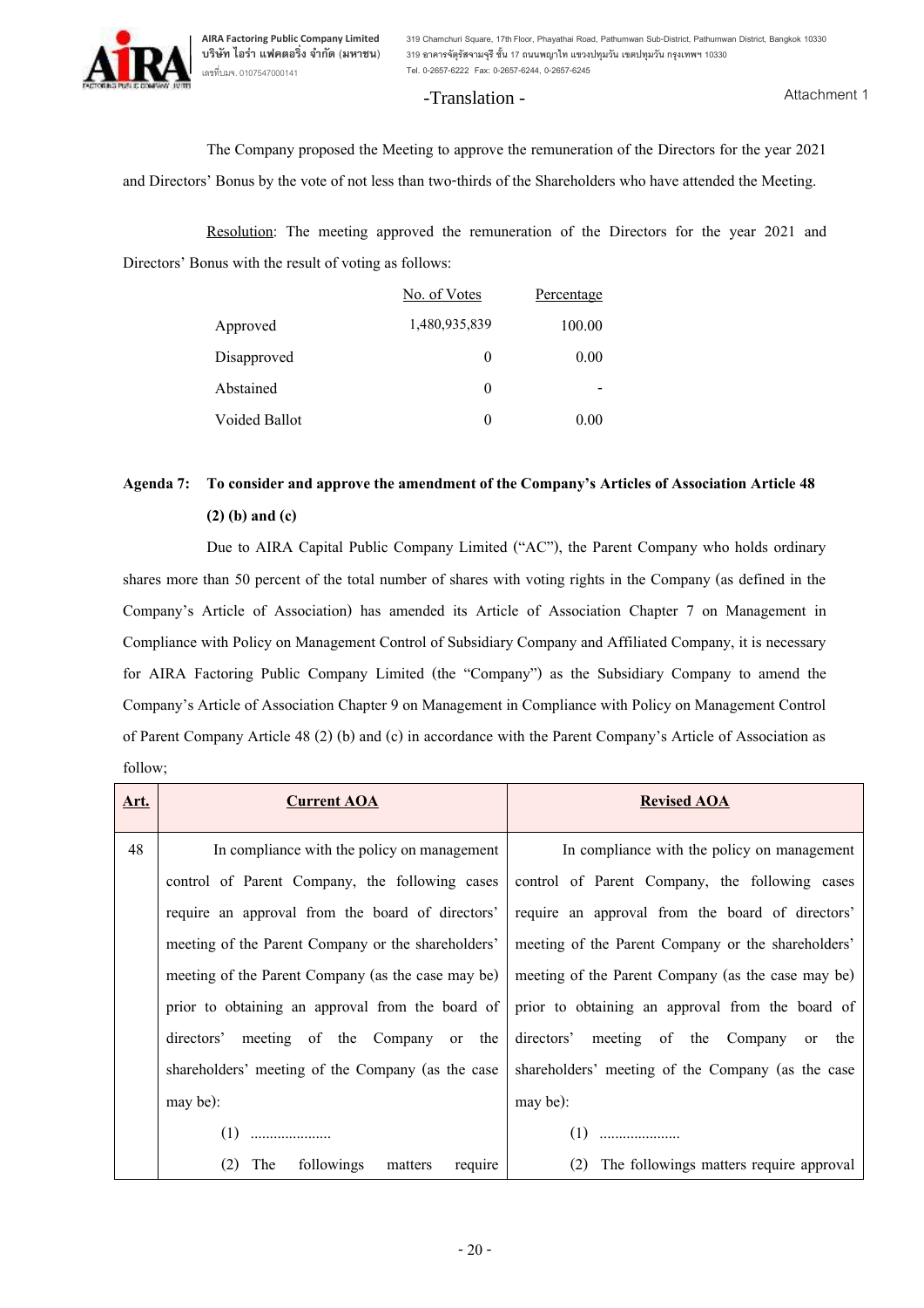-Translation -

Attachment 1

The Company proposed the Meeting to approve the remuneration of the Directors for the year 2021 and Directors' Bonus by the vote of not less than two-thirds of the Shareholders who have attended the Meeting.

Resolution: The meeting approved the remuneration of the Directors for the year 2021 and Directors' Bonus with the result of voting as follows:

| | No. of Votes | Percentage |
|---|---|---|
| Approved | 1,480,935,839 | 100.00 |
| Disapproved | 0 | 0.00 |
| Abstained | 0 | - |
| Voided Ballot | 0 | 0.00 |

**Agenda 7: To consider and approve the amendment of the Company's Articles of Association Article 48 (2) (b) and (c)**

Due to AIRA Capital Public Company Limited ("AC"), the Parent Company who holds ordinary shares more than 50 percent of the total number of shares with voting rights in the Company (as defined in the Company's Article of Association) has amended its Article of Association Chapter 7 on Management in Compliance with Policy on Management Control of Subsidiary Company and Affiliated Company, it is necessary for AIRA Factoring Public Company Limited (the "Company") as the Subsidiary Company to amend the Company's Article of Association Chapter 9 on Management in Compliance with Policy on Management Control of Parent Company Article 48 (2) (b) and (c) in accordance with the Parent Company's Article of Association as follow;

| Art. | Current AOA | Revised AOA |
|---|---|---|
| 48 | In compliance with the policy on management control of Parent Company, the following cases require an approval from the board of directors' meeting of the Parent Company or the shareholders' meeting of the Parent Company (as the case may be) prior to obtaining an approval from the board of directors' meeting of the Company or the shareholders' meeting of the Company (as the case may be):<br>(1) .....................<br>(2) The followings matters require | In compliance with the policy on management control of Parent Company, the following cases require an approval from the board of directors' meeting of the Parent Company or the shareholders' meeting of the Parent Company (as the case may be) prior to obtaining an approval from the board of directors' meeting of the Company or the shareholders' meeting of the Company (as the case may be):<br>(1) .....................<br>(2) The followings matters require approval |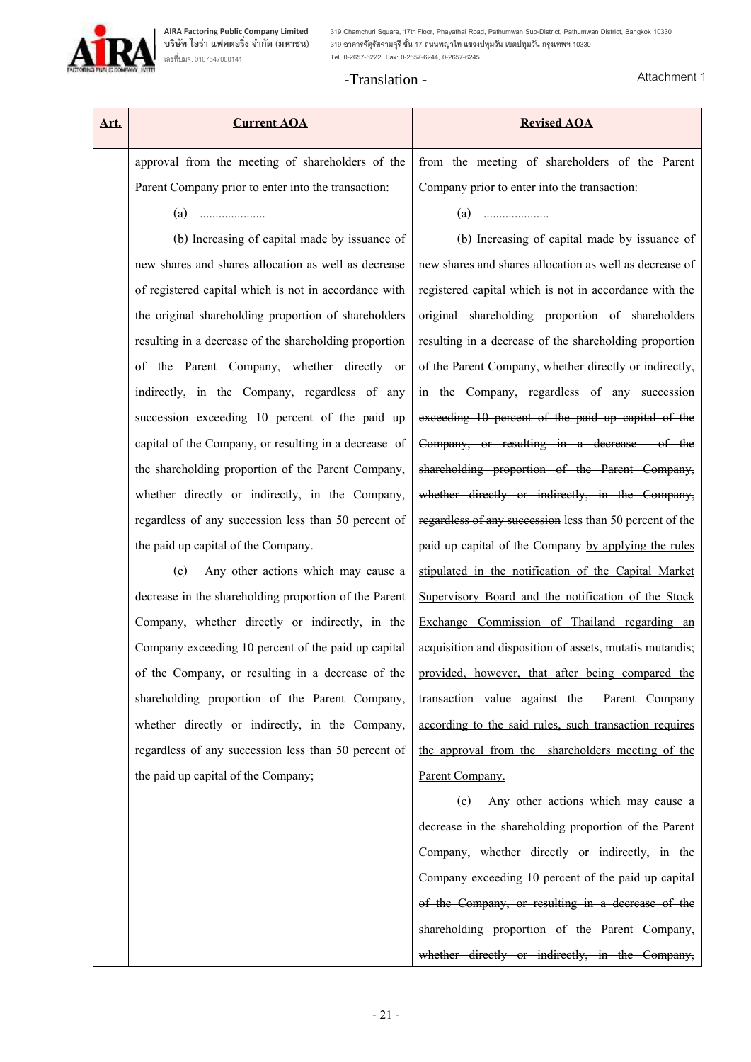| Art. | Current AOA | Revised AOA |
|---|---|---|
| | approval from the meeting of shareholders of the Parent Company prior to enter into the transaction:<br><br>(a) .....................<br><br>(b) Increasing of capital made by issuance of new shares and shares allocation as well as decrease of registered capital which is not in accordance with the original shareholding proportion of shareholders resulting in a decrease of the shareholding proportion of the Parent Company, whether directly or indirectly, in the Company, regardless of any succession exceeding 10 percent of the paid up capital of the Company, or resulting in a decrease of the shareholding proportion of the Parent Company, whether directly or indirectly, in the Company, regardless of any succession less than 50 percent of the paid up capital of the Company.<br><br>(c) Any other actions which may cause a decrease in the shareholding proportion of the Parent Company, whether directly or indirectly, in the Company exceeding 10 percent of the paid up capital of the Company, or resulting in a decrease of the shareholding proportion of the Parent Company, whether directly or indirectly, in the Company, regardless of any succession less than 50 percent of the paid up capital of the Company; | from the meeting of shareholders of the Parent Company prior to enter into the transaction:<br><br>(a) .....................<br><br>(b) Increasing of capital made by issuance of new shares and shares allocation as well as decrease of registered capital which is not in accordance with the original shareholding proportion of shareholders resulting in a decrease of the shareholding proportion of the Parent Company, whether directly or indirectly, in the Company, regardless of any succession ~~exceeding 10 percent of the paid up capital of the Company, or resulting in a decrease of the shareholding proportion of the Parent Company, whether directly or indirectly, in the Company, regardless of any succession~~ less than 50 percent of the paid up capital of the Company <u>by applying the rules stipulated in the notification of the Capital Market Supervisory Board and the notification of the Stock Exchange Commission of Thailand regarding an acquisition and disposition of assets, mutatis mutandis; provided, however, that after being compared the transaction value against the Parent Company according to the said rules, such transaction requires the approval from the shareholders meeting of the Parent Company.</u><br><br>(c) Any other actions which may cause a decrease in the shareholding proportion of the Parent Company, whether directly or indirectly, in the Company ~~exceeding 10 percent of the paid up capital of the Company, or resulting in a decrease of the shareholding proportion of the Parent Company, whether directly or indirectly, in the Company,~~ |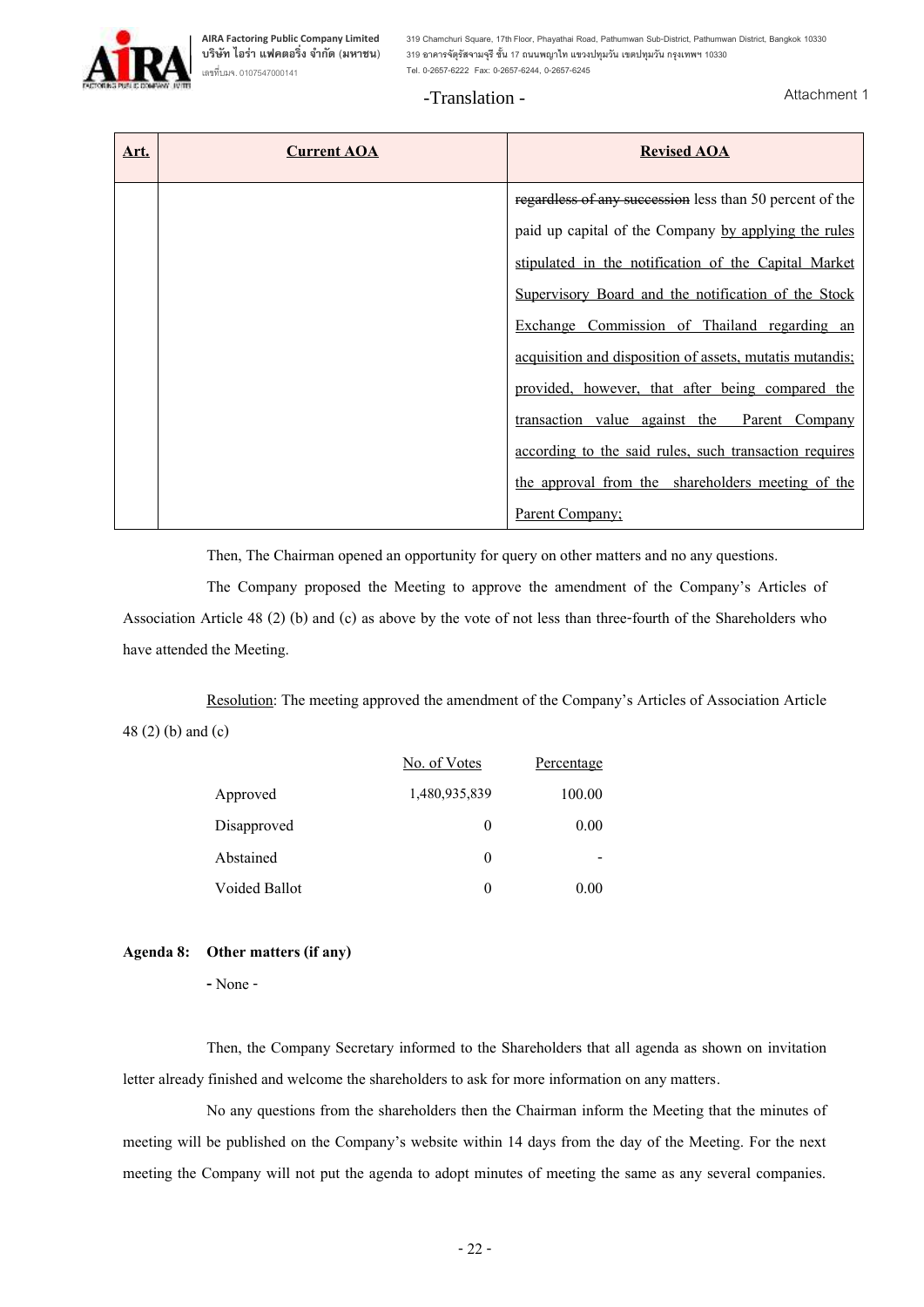-Translation -

Attachment 1

| Art. | Current AOA | Revised AOA |
|---|---|---|
| | | ~~regardless of any succession~~ less than 50 percent of the paid up capital of the Company by applying the rules stipulated in the notification of the Capital Market Supervisory Board and the notification of the Stock Exchange Commission of Thailand regarding an acquisition and disposition of assets, mutatis mutandis; provided, however, that after being compared the transaction value against the Parent Company according to the said rules, such transaction requires the approval from the shareholders meeting of the Parent Company; |

Then, The Chairman opened an opportunity for query on other matters and no any questions.

The Company proposed the Meeting to approve the amendment of the Company's Articles of Association Article 48 (2) (b) and (c) as above by the vote of not less than three-fourth of the Shareholders who have attended the Meeting.

Resolution: The meeting approved the amendment of the Company's Articles of Association Article 48 (2) (b) and (c)

| | No. of Votes | Percentage |
|---|---|---|
| Approved | 1,480,935,839 | 100.00 |
| Disapproved | 0 | 0.00 |
| Abstained | 0 | - |
| Voided Ballot | 0 | 0.00 |

**Agenda 8: Other matters (if any)**

- None -

Then, the Company Secretary informed to the Shareholders that all agenda as shown on invitation letter already finished and welcome the shareholders to ask for more information on any matters.

No any questions from the shareholders then the Chairman inform the Meeting that the minutes of meeting will be published on the Company's website within 14 days from the day of the Meeting. For the next meeting the Company will not put the agenda to adopt minutes of meeting the same as any several companies.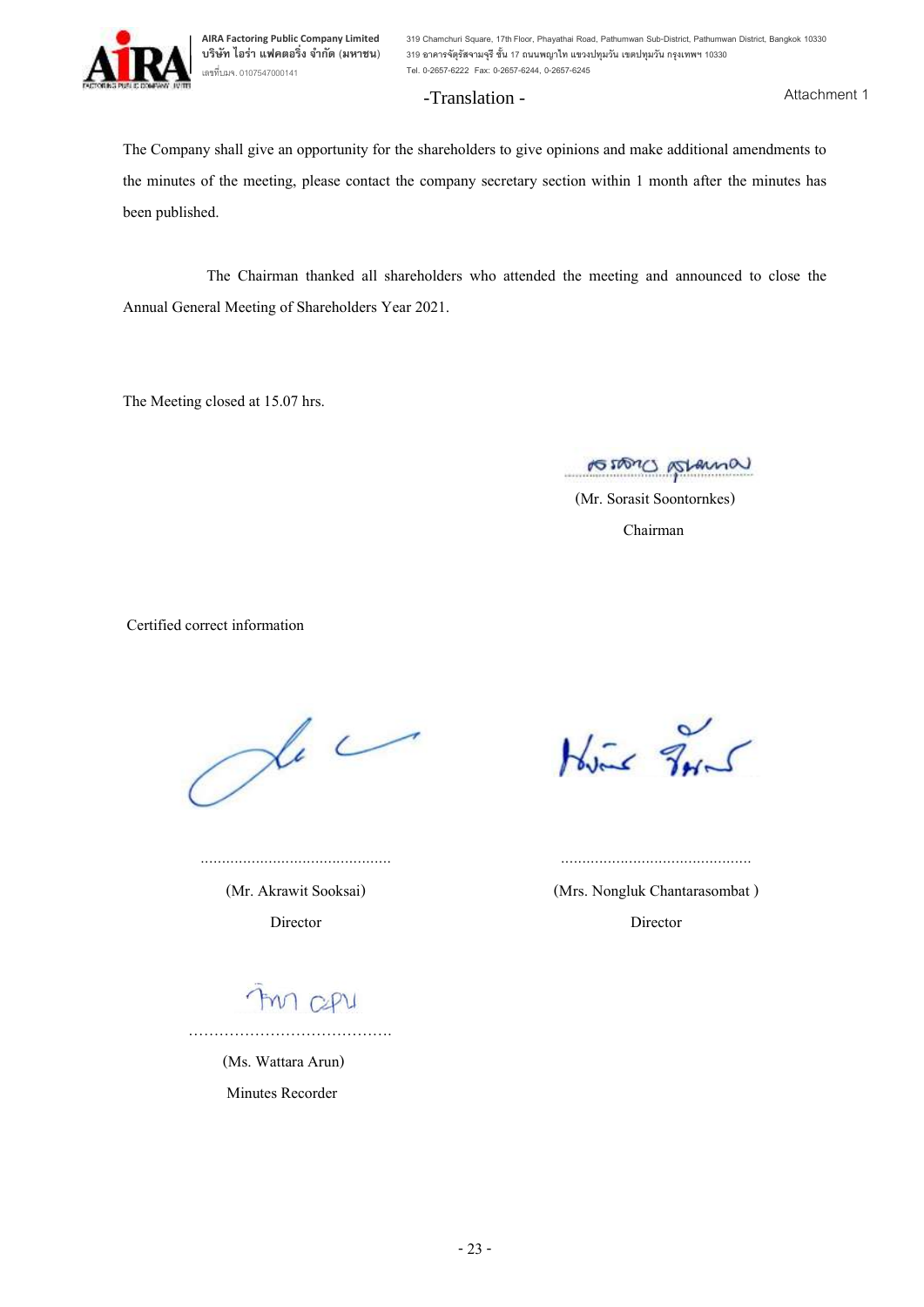-Translation -

Attachment 1

The Company shall give an opportunity for the shareholders to give opinions and make additional amendments to the minutes of the meeting, please contact the company secretary section within 1 month after the minutes has been published.

The Chairman thanked all shareholders who attended the meeting and announced to close the Annual General Meeting of Shareholders Year 2021.

The Meeting closed at 15.07 hrs.

(Mr. Sorasit Soontornkes)

Chairman

Certified correct information

............................................

(Mr. Akrawit Sooksai)

Director

............................................

(Mrs. Nongluk Chantarasombat )

Director

.......................................

(Ms. Wattara Arun)

Minutes Recorder